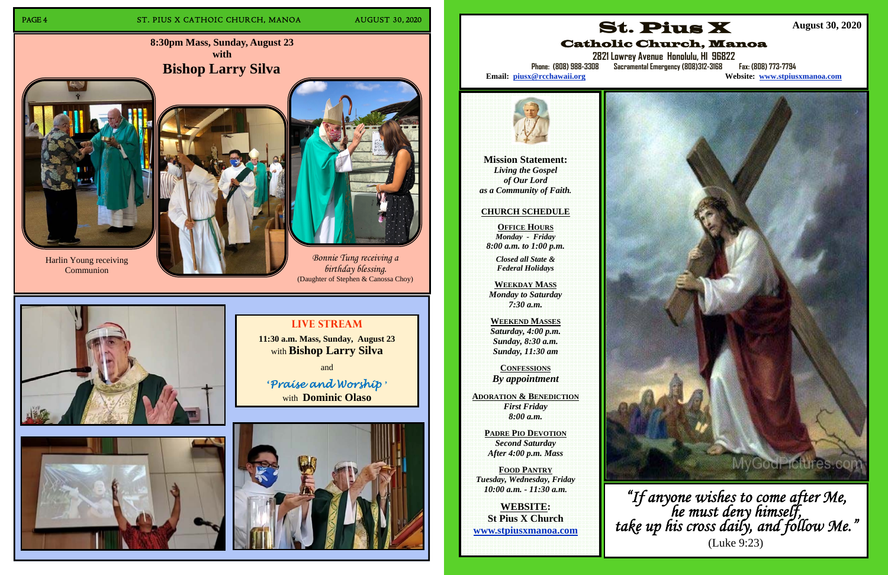## 8:30pm Mass, Sunday, August 23
## with
# Bishop Larry Silva

Harlin Young receiving Communion

*Bonnie Tung receiving a birthday blessing.*
(Daughter of Stephen & Canossa Choy)

## LIVE STREAM

**11:30 a.m. Mass, Sunday, August 23**
with **Bishop Larry Silva**

and

*'Praise and Worship'*
with **Dominic Olaso**

# St. Pius X
## Catholic Church, Manoa

**August 30, 2020**

**2821 Lowrey Avenue Honolulu, HI 96822**
**Phone: (808) 988-3308 Sacramental Emergency (808)312-3168 Fax: (808) 773-7794**
**Email: piusx@rcchawaii.org**
**Website: www.stpiusxmanoa.com**

**Mission Statement:**
*Living the Gospel of Our Lord as a Community of Faith.*

### CHURCH SCHEDULE

**OFFICE HOURS**
*Monday - Friday*
*8:00 a.m. to 1:00 p.m.*

*Closed all State & Federal Holidays*

**WEEKDAY MASS**
*Monday to Saturday*
*7:30 a.m.*

**WEEKEND MASSES**
*Saturday, 4:00 p.m.*
*Sunday, 8:30 a.m.*
*Sunday, 11:30 am*

**CONFESSIONS**
*By appointment*

**ADORATION & BENEDICTION**
*First Friday*
*8:00 a.m.*

**PADRE PIO DEVOTION**
*Second Saturday*
*After 4:00 p.m. Mass*

**FOOD PANTRY**
*Tuesday, Wednesday, Friday*
*10:00 a.m. - 11:30 a.m.*

**WEBSITE:**
**St Pius X Church**
**www.stpiusxmanoa.com**

*"If anyone wishes to come after Me, he must deny himself, take up his cross daily, and follow Me."*
(Luke 9:23)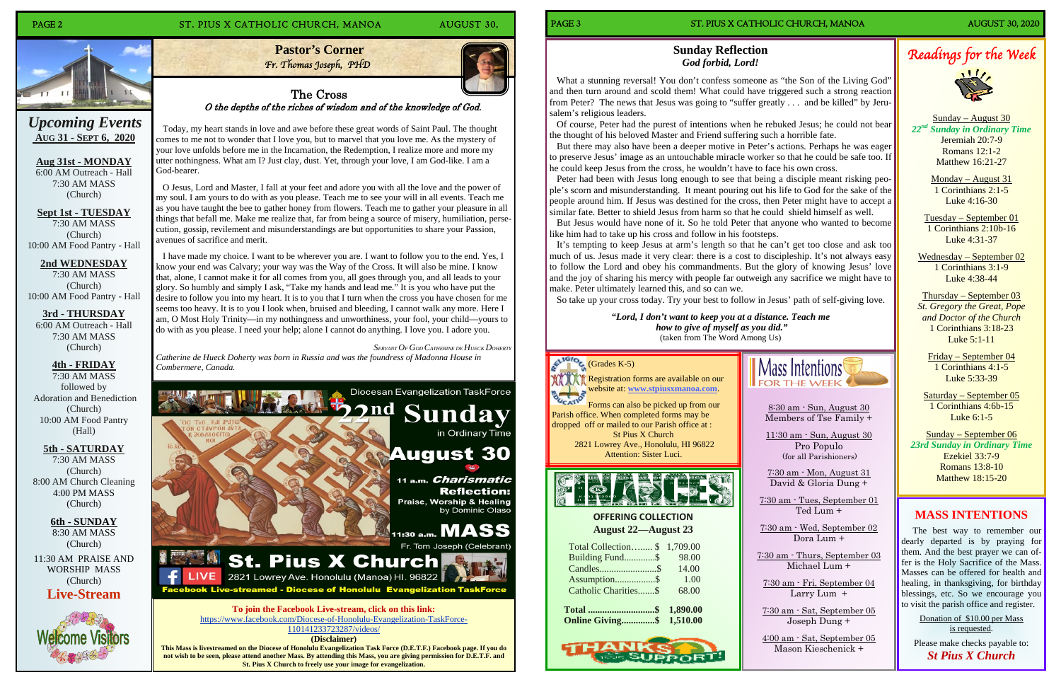## Upcoming Events

**AUG 31 - SEPT 6, 2020**

**Aug 31st - MONDAY**
6:00 AM Outreach - Hall
7:30 AM MASS
(Church)

**Sept 1st - TUESDAY**
7:30 AM MASS
(Church)
10:00 AM Food Pantry - Hall

**2nd WEDNESDAY**
7:30 AM MASS
(Church)
10:00 AM Food Pantry - Hall

**3rd - THURSDAY**
6:00 AM Outreach - Hall
7:30 AM MASS
(Church)

**4th - FRIDAY**
7:30 AM MASS
followed by
Adoration and Benediction
(Church)
10:00 AM Food Pantry
(Hall)

**5th - SATURDAY**
7:30 AM MASS
(Church)
8:00 AM Church Cleaning
4:00 PM MASS
(Church)

**6th - SUNDAY**
8:30 AM MASS
(Church)
11:30 AM PRAISE AND WORSHIP MASS
(Church)

**Live-Stream**

Welcome Visitors

## Pastor's Corner

*Fr. Thomas Joseph, PHD*

### The Cross

*O the depths of the riches of wisdom and of the knowledge of God.*

Today, my heart stands in love and awe before these great words of Saint Paul. The thought comes to me not to wonder that I love you, but to marvel that you love me. As the mystery of your love unfolds before me in the Incarnation, the Redemption, I realize more and more my utter nothingness. What am I? Just clay, dust. Yet, through your love, I am God-like. I am a God-bearer.

O Jesus, Lord and Master, I fall at your feet and adore you with all the love and the power of my soul. I am yours to do with as you please. Teach me to see your will in all events. Teach me as you have taught the bee to gather honey from flowers. Teach me to gather your pleasure in all things that befall me. Make me realize that, far from being a source of misery, humiliation, persecution, gossip, revilement and misunderstandings are but opportunities to share your Passion, avenues of sacrifice and merit.

I have made my choice. I want to be wherever you are. I want to follow you to the end. Yes, I know your end was Calvary; your way was the Way of the Cross. It will also be mine. I know that, alone, I cannot make it for all comes from you, all goes through you, and all leads to your glory. So humbly and simply I ask, "Take my hands and lead me." It is you who have put the desire to follow you into my heart. It is to you that I turn when the cross you have chosen for me seems too heavy. It is to you I look when, bruised and bleeding, I cannot walk any more. Here I am, O Most Holy Trinity—in my nothingness and unworthiness, your fool, your child—yours to do with as you please. I need your help; alone I cannot do anything. I love you. I adore you.

SERVANT OF GOD CATHERINE DE HUECK DOHERTY

*Catherine de Hueck Doherty was born in Russia and was the foundress of Madonna House in Combermere, Canada.*

Diocesan Evangelization TaskForce

22nd Sunday in Ordinary Time

August 30

11 a.m. Charismatic Reflection: Praise, Worship & Healing by Dominic Olaso

11:30 a.m. MASS
Fr. Tom Joseph (Celebrant)

St. Pius X Church
2821 Lowrey Ave. Honolulu (Manoa) HI. 96822

LIVE

Facebook Live-streamed - Diocese of Honolulu Evangelization TaskForce

**To join the Facebook Live-stream, click on this link:**
https://www.facebook.com/Diocese-of-Honolulu-Evangelization-TaskForce-110141233723287/videos/

**(Disclaimer)**

**This Mass is livestreamed on the Diocese of Honolulu Evangelization Task Force (D.E.T.F.) Facebook page. If you do not wish to be seen, please attend another Mass. By attending this Mass, you are giving permission for D.E.T.F. and St. Pius X Church to freely use your image for evangelization.**

## Sunday Reflection

***God forbid, Lord!***

What a stunning reversal! You don't confess someone as "the Son of the Living God" and then turn around and scold them! What could have triggered such a strong reaction from Peter? The news that Jesus was going to "suffer greatly . . . and be killed" by Jerusalem's religious leaders.

Of course, Peter had the purest of intentions when he rebuked Jesus; he could not bear the thought of his beloved Master and Friend suffering such a horrible fate.

But there may also have been a deeper motive in Peter's actions. Perhaps he was eager to preserve Jesus' image as an untouchable miracle worker so that he could be safe too. If he could keep Jesus from the cross, he wouldn't have to face his own cross.

Peter had been with Jesus long enough to see that being a disciple meant risking people's scorn and misunderstanding. It meant pouring out his life to God for the sake of the people around him. If Jesus was destined for the cross, then Peter might have to accept a similar fate. Better to shield Jesus from harm so that he could shield himself as well.

But Jesus would have none of it. So he told Peter that anyone who wanted to become like him had to take up his cross and follow in his footsteps.

It's tempting to keep Jesus at arm's length so that he can't get too close and ask too much of us. But Jesus made it very clear: there is a cost to discipleship. It's not always easy to follow the Lord and obey his commandments. But the glory of knowing Jesus' love and the joy of sharing his mercy with people far outweigh any sacrifice we might have to make. Peter ultimately learned this, and so can we.

So take up your cross today. Try your best to follow in Jesus' path of self-giving love.

***"Lord, I don't want to keep you at a distance. Teach me how to give of myself as you did."***
(taken from The Word Among Us)

RELIGIOUS EDUCATION (Grades K-5)

Registration forms are available on our website at: **www.stpiusxmanoa.com**.

Forms can also be picked up from our Parish office. When completed forms may be dropped off or mailed to our Parish office at :
St Pius X Church
2821 Lowrey Ave., Honolulu, HI 96822
Attention: Sister Luci.

## FINANCES

**OFFERING COLLECTION**
**August 22—August 23**

| | |
|---|---|
| Total Collection…..... | $ 1,709.00 |
| Building Fund............. | $ 98.00 |
| Candles......................... | $ 14.00 |
| Assumption................. | $ 1.00 |
| Catholic Charities....... | $ 68.00 |
| **Total ...........................** | **$ 1,890.00** |
| **Online Giving.............** | **$ 1,510.00** |

THANKS for your SUPPORT!

## Mass Intentions FOR THE WEEK

8:30 am - Sun, August 30
Members of Tse Family +

11:30 am - Sun, August 30
Pro Populo
(for all Parishioners)

7:30 am - Mon, August 31
David & Gloria Dung +

7:30 am - Tues, September 01
Ted Lum +

7:30 am - Wed, September 02
Dora Lum +

7:30 am - Thurs, September 03
Michael Lum +

7:30 am - Fri, September 04
Larry Lum +

7:30 am - Sat, September 05
Joseph Dung +

4:00 am - Sat, September 05
Mason Kieschenick +

## Readings for the Week

Sunday – August 30
***22nd Sunday in Ordinary Time***
Jeremiah 20:7-9
Romans 12:1-2
Matthew 16:21-27

Monday – August 31
1 Corinthians 2:1-5
Luke 4:16-30

Tuesday – September 01
1 Corinthians 2:10b-16
Luke 4:31-37

Wednesday – September 02
1 Corinthians 3:1-9
Luke 4:38-44

Thursday – September 03
*St. Gregory the Great, Pope and Doctor of the Church*
1 Corinthians 3:18-23
Luke 5:1-11

Friday – September 04
1 Corinthians 4:1-5
Luke 5:33-39

Saturday – September 05
1 Corinthians 4:6b-15
Luke 6:1-5

Sunday – September 06
***23rd Sunday in Ordinary Time***
Ezekiel 33:7-9
Romans 13:8-10
Matthew 18:15-20

## MASS INTENTIONS

The best way to remember our dearly departed is by praying for them. And the best prayer we can offer is the Holy Sacrifice of the Mass. Masses can be offered for health and healing, in thanksgiving, for birthday blessings, etc. So we encourage you to visit the parish office and register.

Donation of $10.00 per Mass is requested.

Please make checks payable to:
***St Pius X Church***